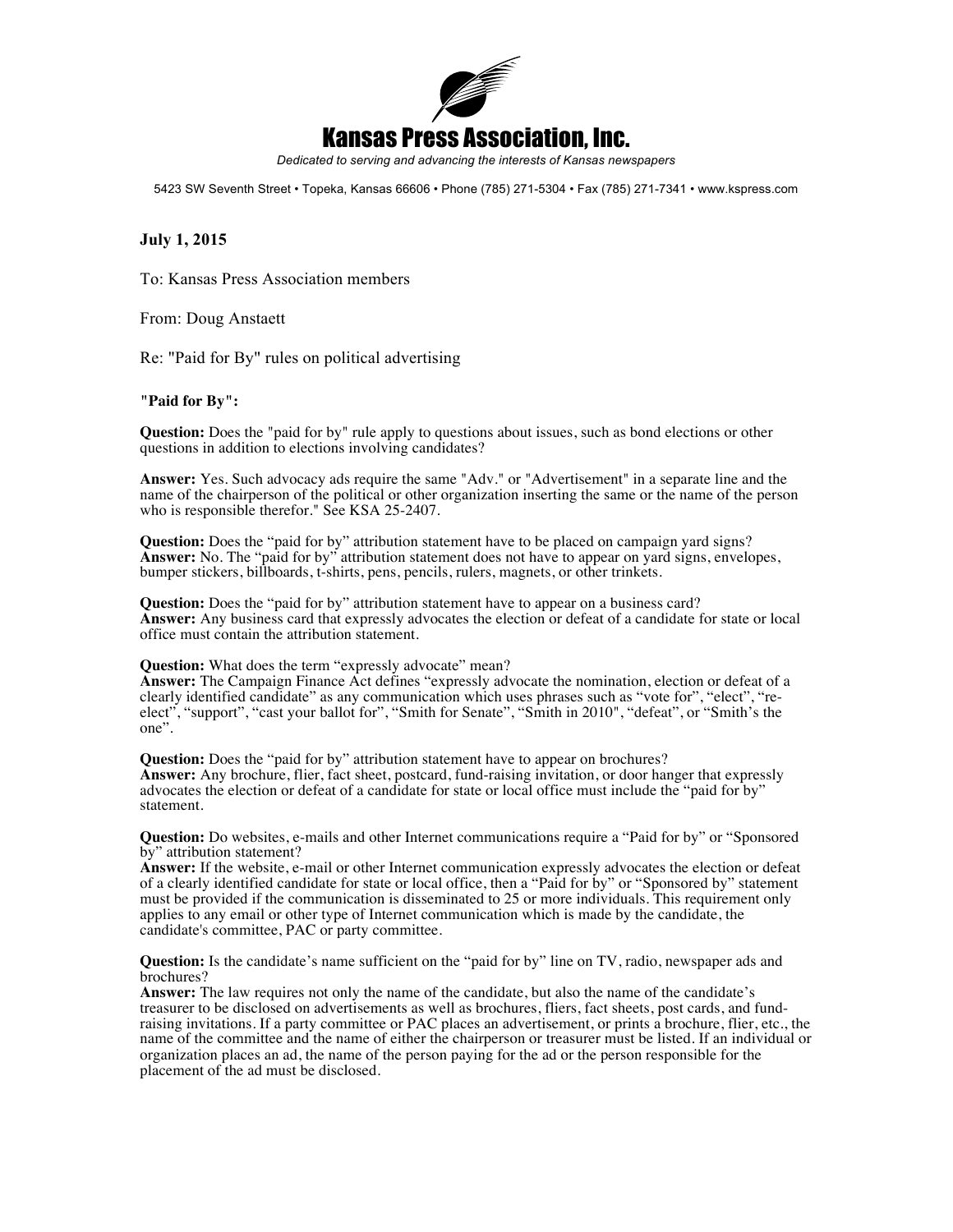# Kansas Press Association, Inc.

*Dedicated to serving and advancing the interests of Kansas newspapers*

5423 SW Seventh Street • Topeka, Kansas 66606 • Phone (785) 271-5304 • Fax (785) 271-7341 • www.kspress.com

**July 1, 2015**

To: Kansas Press Association members

From: Doug Anstaett

Re: "Paid for By" rules on political advertising

**"Paid for By":**

**Question:** Does the "paid for by" rule apply to questions about issues, such as bond elections or other questions in addition to elections involving candidates?

**Answer:** Yes. Such advocacy ads require the same "Adv." or "Advertisement" in a separate line and the name of the chairperson of the political or other organization inserting the same or the name of the person who is responsible therefor." See KSA 25-2407.

**Question:** Does the "paid for by" attribution statement have to be placed on campaign yard signs?
**Answer:** No. The "paid for by" attribution statement does not have to appear on yard signs, envelopes, bumper stickers, billboards, t-shirts, pens, pencils, rulers, magnets, or other trinkets.

**Question:** Does the "paid for by" attribution statement have to appear on a business card?
**Answer:** Any business card that expressly advocates the election or defeat of a candidate for state or local office must contain the attribution statement.

**Question:** What does the term "expressly advocate" mean?
**Answer:** The Campaign Finance Act defines "expressly advocate the nomination, election or defeat of a clearly identified candidate" as any communication which uses phrases such as "vote for", "elect", "re-elect", "support", "cast your ballot for", "Smith for Senate", "Smith in 2010", "defeat", or "Smith's the one".

**Question:** Does the "paid for by" attribution statement have to appear on brochures?
**Answer:** Any brochure, flier, fact sheet, postcard, fund-raising invitation, or door hanger that expressly advocates the election or defeat of a candidate for state or local office must include the "paid for by" statement.

**Question:** Do websites, e-mails and other Internet communications require a "Paid for by" or "Sponsored by" attribution statement?
**Answer:** If the website, e-mail or other Internet communication expressly advocates the election or defeat of a clearly identified candidate for state or local office, then a "Paid for by" or "Sponsored by" statement must be provided if the communication is disseminated to 25 or more individuals. This requirement only applies to any email or other type of Internet communication which is made by the candidate, the candidate's committee, PAC or party committee.

**Question:** Is the candidate's name sufficient on the "paid for by" line on TV, radio, newspaper ads and brochures?
**Answer:** The law requires not only the name of the candidate, but also the name of the candidate's treasurer to be disclosed on advertisements as well as brochures, fliers, fact sheets, post cards, and fund-raising invitations. If a party committee or PAC places an advertisement, or prints a brochure, flier, etc., the name of the committee and the name of either the chairperson or treasurer must be listed. If an individual or organization places an ad, the name of the person paying for the ad or the person responsible for the placement of the ad must be disclosed.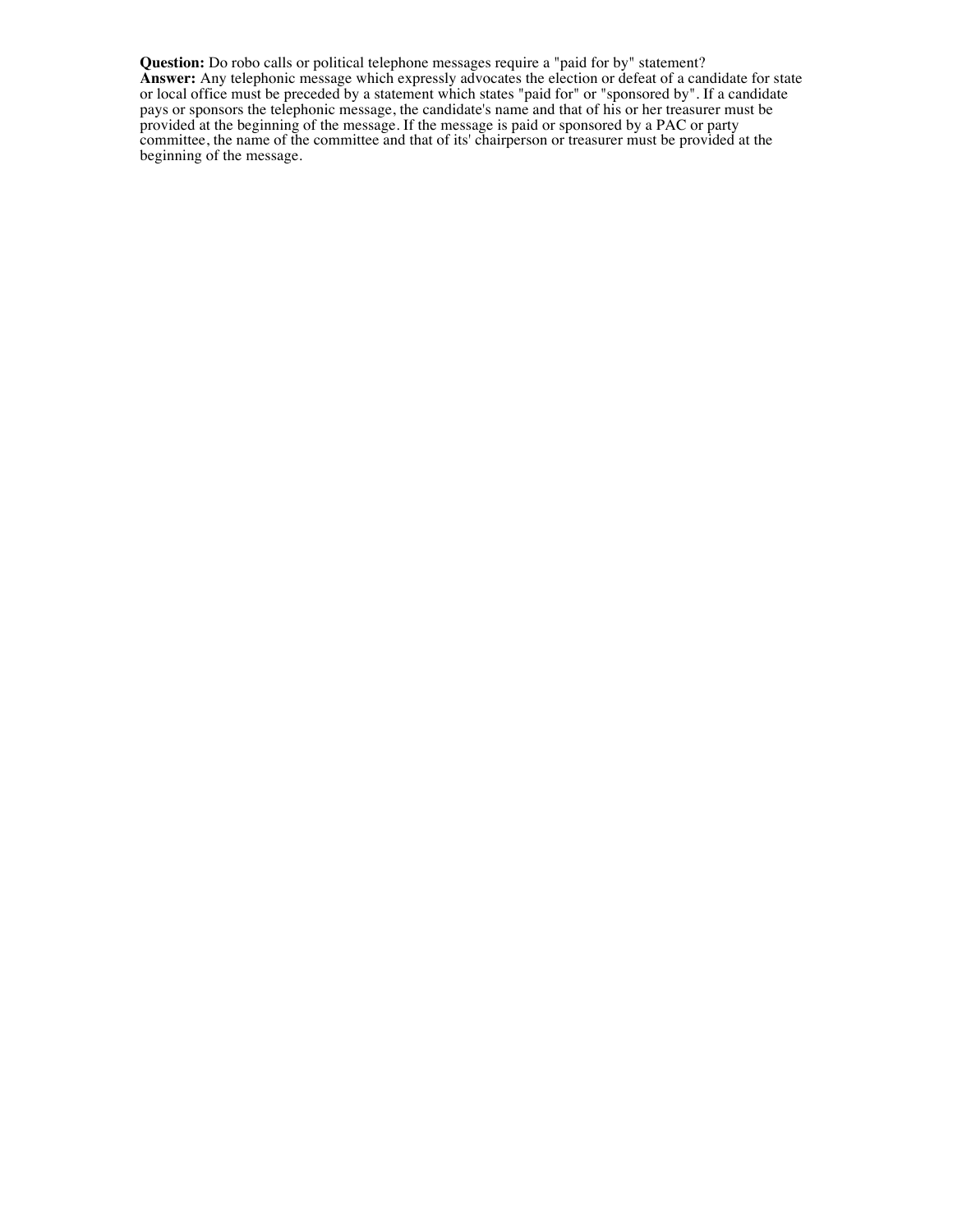**Question:** Do robo calls or political telephone messages require a "paid for by" statement?
**Answer:** Any telephonic message which expressly advocates the election or defeat of a candidate for state or local office must be preceded by a statement which states "paid for" or "sponsored by". If a candidate pays or sponsors the telephonic message, the candidate's name and that of his or her treasurer must be provided at the beginning of the message. If the message is paid or sponsored by a PAC or party committee, the name of the committee and that of its' chairperson or treasurer must be provided at the beginning of the message.